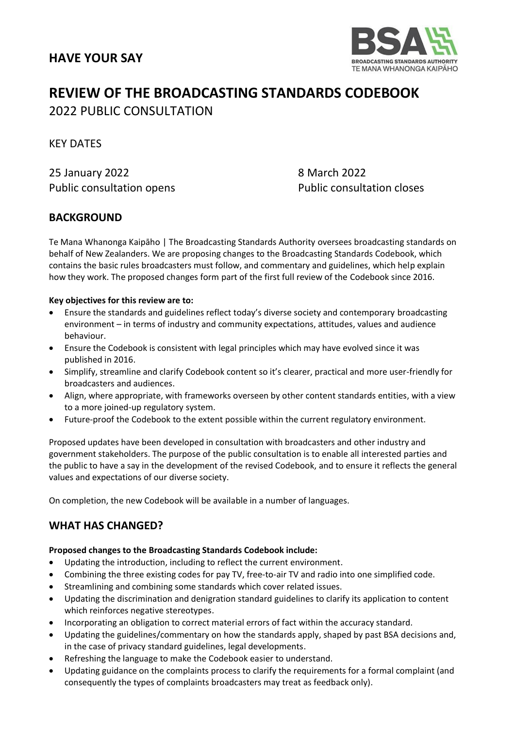## HAVE YOUR SAY

# REVIEW OF THE BROADCASTING STANDARDS CODEBOOK

2022 PUBLIC CONSULTATION

KEY DATES

25 January 2022
Public consultation opens

8 March 2022
Public consultation closes

## BACKGROUND

Te Mana Whanonga Kaipāho | The Broadcasting Standards Authority oversees broadcasting standards on behalf of New Zealanders. We are proposing changes to the Broadcasting Standards Codebook, which contains the basic rules broadcasters must follow, and commentary and guidelines, which help explain how they work. The proposed changes form part of the first full review of the Codebook since 2016.

**Key objectives for this review are to:**

- Ensure the standards and guidelines reflect today's diverse society and contemporary broadcasting environment – in terms of industry and community expectations, attitudes, values and audience behaviour.
- Ensure the Codebook is consistent with legal principles which may have evolved since it was published in 2016.
- Simplify, streamline and clarify Codebook content so it's clearer, practical and more user-friendly for broadcasters and audiences.
- Align, where appropriate, with frameworks overseen by other content standards entities, with a view to a more joined-up regulatory system.
- Future-proof the Codebook to the extent possible within the current regulatory environment.

Proposed updates have been developed in consultation with broadcasters and other industry and government stakeholders. The purpose of the public consultation is to enable all interested parties and the public to have a say in the development of the revised Codebook, and to ensure it reflects the general values and expectations of our diverse society.

On completion, the new Codebook will be available in a number of languages.

## WHAT HAS CHANGED?

**Proposed changes to the Broadcasting Standards Codebook include:**

- Updating the introduction, including to reflect the current environment.
- Combining the three existing codes for pay TV, free-to-air TV and radio into one simplified code.
- Streamlining and combining some standards which cover related issues.
- Updating the discrimination and denigration standard guidelines to clarify its application to content which reinforces negative stereotypes.
- Incorporating an obligation to correct material errors of fact within the accuracy standard.
- Updating the guidelines/commentary on how the standards apply, shaped by past BSA decisions and, in the case of privacy standard guidelines, legal developments.
- Refreshing the language to make the Codebook easier to understand.
- Updating guidance on the complaints process to clarify the requirements for a formal complaint (and consequently the types of complaints broadcasters may treat as feedback only).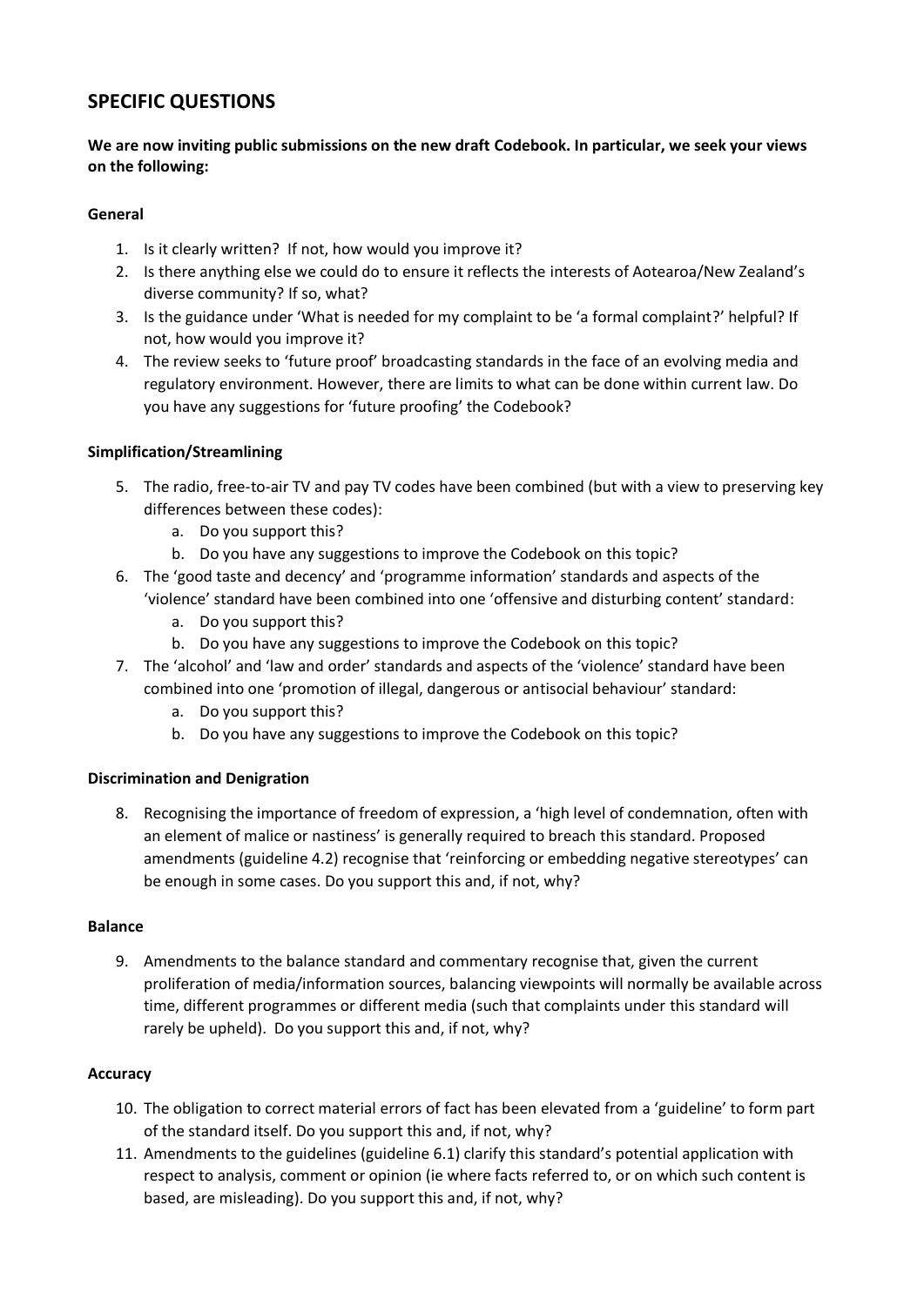## SPECIFIC QUESTIONS

**We are now inviting public submissions on the new draft Codebook. In particular, we seek your views on the following:**

### General

1. Is it clearly written? If not, how would you improve it?
2. Is there anything else we could do to ensure it reflects the interests of Aotearoa/New Zealand's diverse community? If so, what?
3. Is the guidance under 'What is needed for my complaint to be 'a formal complaint?' helpful? If not, how would you improve it?
4. The review seeks to 'future proof' broadcasting standards in the face of an evolving media and regulatory environment. However, there are limits to what can be done within current law. Do you have any suggestions for 'future proofing' the Codebook?

### Simplification/Streamlining

5. The radio, free-to-air TV and pay TV codes have been combined (but with a view to preserving key differences between these codes):
   a. Do you support this?
   b. Do you have any suggestions to improve the Codebook on this topic?
6. The 'good taste and decency' and 'programme information' standards and aspects of the 'violence' standard have been combined into one 'offensive and disturbing content' standard:
   a. Do you support this?
   b. Do you have any suggestions to improve the Codebook on this topic?
7. The 'alcohol' and 'law and order' standards and aspects of the 'violence' standard have been combined into one 'promotion of illegal, dangerous or antisocial behaviour' standard:
   a. Do you support this?
   b. Do you have any suggestions to improve the Codebook on this topic?

### Discrimination and Denigration

8. Recognising the importance of freedom of expression, a 'high level of condemnation, often with an element of malice or nastiness' is generally required to breach this standard. Proposed amendments (guideline 4.2) recognise that 'reinforcing or embedding negative stereotypes' can be enough in some cases. Do you support this and, if not, why?

### Balance

9. Amendments to the balance standard and commentary recognise that, given the current proliferation of media/information sources, balancing viewpoints will normally be available across time, different programmes or different media (such that complaints under this standard will rarely be upheld). Do you support this and, if not, why?

### Accuracy

10. The obligation to correct material errors of fact has been elevated from a 'guideline' to form part of the standard itself. Do you support this and, if not, why?
11. Amendments to the guidelines (guideline 6.1) clarify this standard's potential application with respect to analysis, comment or opinion (ie where facts referred to, or on which such content is based, are misleading). Do you support this and, if not, why?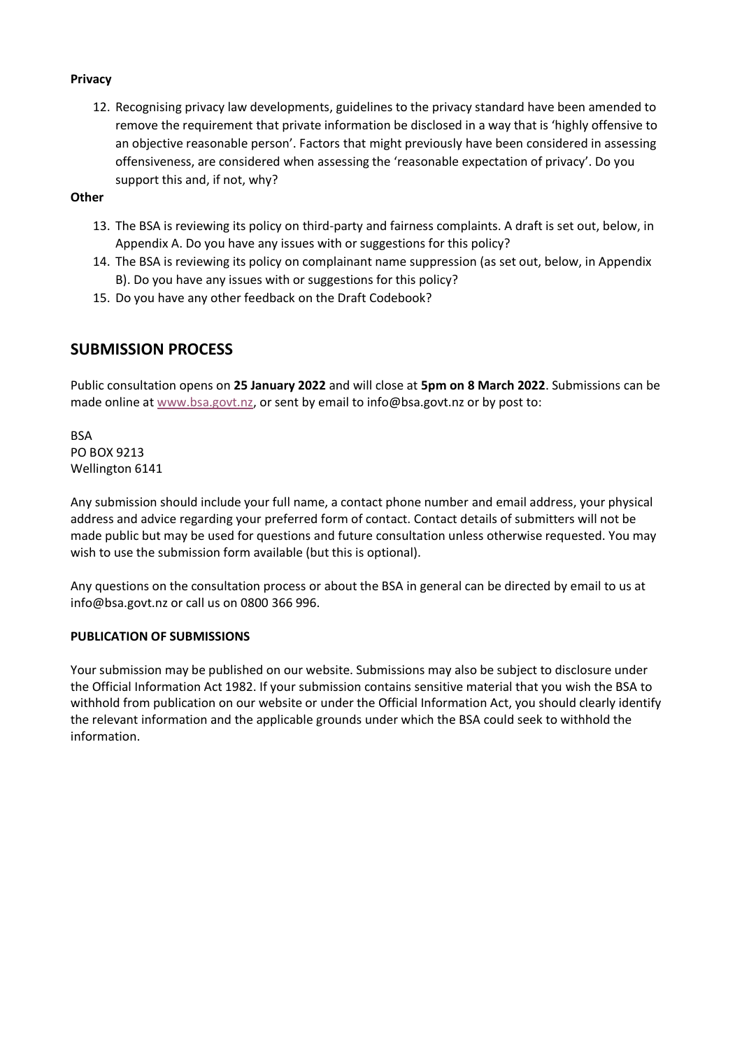**Privacy**

12. Recognising privacy law developments, guidelines to the privacy standard have been amended to remove the requirement that private information be disclosed in a way that is 'highly offensive to an objective reasonable person'. Factors that might previously have been considered in assessing offensiveness, are considered when assessing the 'reasonable expectation of privacy'. Do you support this and, if not, why?

**Other**

13. The BSA is reviewing its policy on third-party and fairness complaints. A draft is set out, below, in Appendix A. Do you have any issues with or suggestions for this policy?
14. The BSA is reviewing its policy on complainant name suppression (as set out, below, in Appendix B). Do you have any issues with or suggestions for this policy?
15. Do you have any other feedback on the Draft Codebook?

## SUBMISSION PROCESS

Public consultation opens on **25 January 2022** and will close at **5pm on 8 March 2022**. Submissions can be made online at www.bsa.govt.nz, or sent by email to info@bsa.govt.nz or by post to:

BSA
PO BOX 9213
Wellington 6141

Any submission should include your full name, a contact phone number and email address, your physical address and advice regarding your preferred form of contact. Contact details of submitters will not be made public but may be used for questions and future consultation unless otherwise requested. You may wish to use the submission form available (but this is optional).

Any questions on the consultation process or about the BSA in general can be directed by email to us at info@bsa.govt.nz or call us on 0800 366 996.

### PUBLICATION OF SUBMISSIONS

Your submission may be published on our website. Submissions may also be subject to disclosure under the Official Information Act 1982. If your submission contains sensitive material that you wish the BSA to withhold from publication on our website or under the Official Information Act, you should clearly identify the relevant information and the applicable grounds under which the BSA could seek to withhold the information.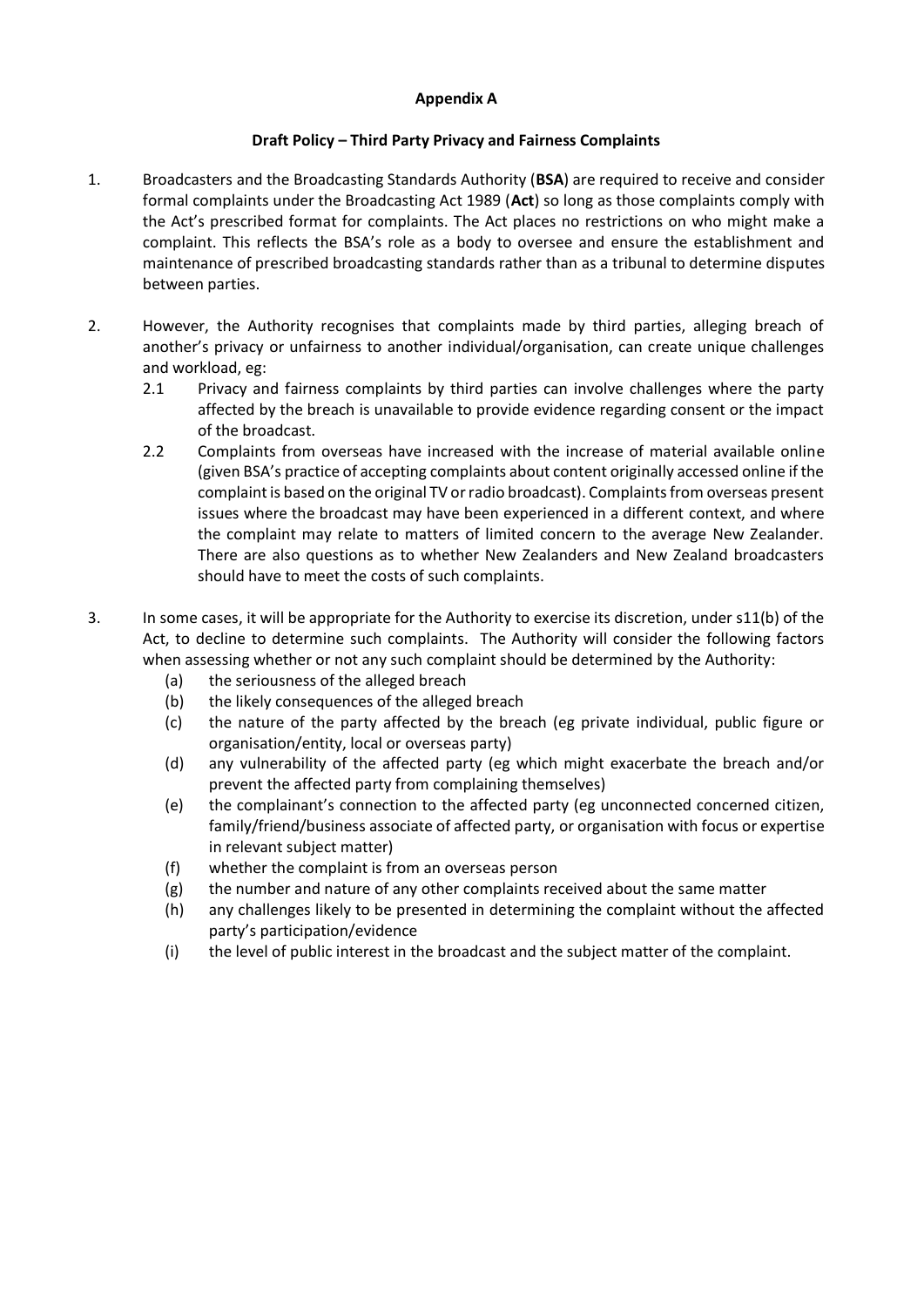**Appendix A**

**Draft Policy – Third Party Privacy and Fairness Complaints**

1. Broadcasters and the Broadcasting Standards Authority (**BSA**) are required to receive and consider formal complaints under the Broadcasting Act 1989 (**Act**) so long as those complaints comply with the Act's prescribed format for complaints. The Act places no restrictions on who might make a complaint. This reflects the BSA's role as a body to oversee and ensure the establishment and maintenance of prescribed broadcasting standards rather than as a tribunal to determine disputes between parties.

2. However, the Authority recognises that complaints made by third parties, alleging breach of another's privacy or unfairness to another individual/organisation, can create unique challenges and workload, eg:

   2.1 Privacy and fairness complaints by third parties can involve challenges where the party affected by the breach is unavailable to provide evidence regarding consent or the impact of the broadcast.

   2.2 Complaints from overseas have increased with the increase of material available online (given BSA's practice of accepting complaints about content originally accessed online if the complaint is based on the original TV or radio broadcast). Complaints from overseas present issues where the broadcast may have been experienced in a different context, and where the complaint may relate to matters of limited concern to the average New Zealander. There are also questions as to whether New Zealanders and New Zealand broadcasters should have to meet the costs of such complaints.

3. In some cases, it will be appropriate for the Authority to exercise its discretion, under s11(b) of the Act, to decline to determine such complaints. The Authority will consider the following factors when assessing whether or not any such complaint should be determined by the Authority:

   (a) the seriousness of the alleged breach
   (b) the likely consequences of the alleged breach
   (c) the nature of the party affected by the breach (eg private individual, public figure or organisation/entity, local or overseas party)
   (d) any vulnerability of the affected party (eg which might exacerbate the breach and/or prevent the affected party from complaining themselves)
   (e) the complainant's connection to the affected party (eg unconnected concerned citizen, family/friend/business associate of affected party, or organisation with focus or expertise in relevant subject matter)
   (f) whether the complaint is from an overseas person
   (g) the number and nature of any other complaints received about the same matter
   (h) any challenges likely to be presented in determining the complaint without the affected party's participation/evidence
   (i) the level of public interest in the broadcast and the subject matter of the complaint.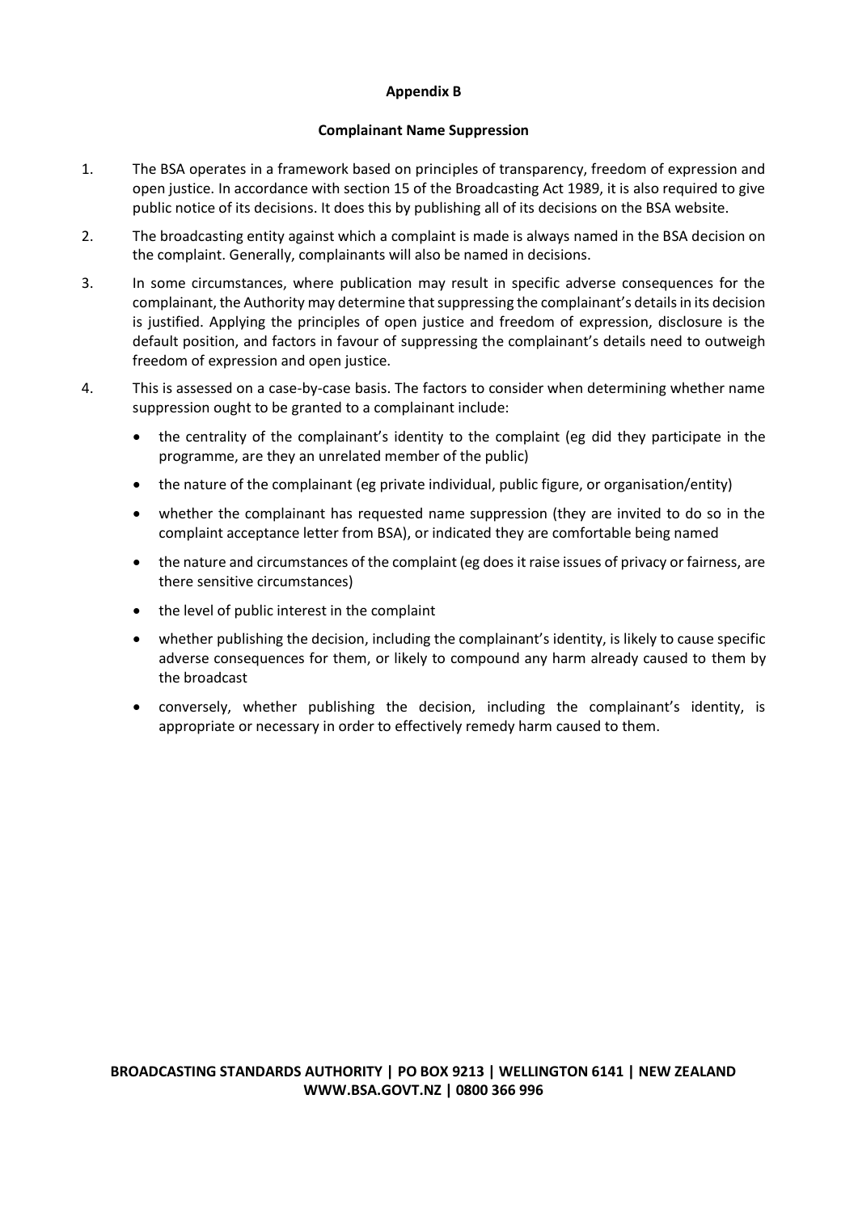**Appendix B**

**Complainant Name Suppression**

1. The BSA operates in a framework based on principles of transparency, freedom of expression and open justice. In accordance with section 15 of the Broadcasting Act 1989, it is also required to give public notice of its decisions. It does this by publishing all of its decisions on the BSA website.

2. The broadcasting entity against which a complaint is made is always named in the BSA decision on the complaint. Generally, complainants will also be named in decisions.

3. In some circumstances, where publication may result in specific adverse consequences for the complainant, the Authority may determine that suppressing the complainant's details in its decision is justified. Applying the principles of open justice and freedom of expression, disclosure is the default position, and factors in favour of suppressing the complainant's details need to outweigh freedom of expression and open justice.

4. This is assessed on a case-by-case basis. The factors to consider when determining whether name suppression ought to be granted to a complainant include:
   - the centrality of the complainant's identity to the complaint (eg did they participate in the programme, are they an unrelated member of the public)
   - the nature of the complainant (eg private individual, public figure, or organisation/entity)
   - whether the complainant has requested name suppression (they are invited to do so in the complaint acceptance letter from BSA), or indicated they are comfortable being named
   - the nature and circumstances of the complaint (eg does it raise issues of privacy or fairness, are there sensitive circumstances)
   - the level of public interest in the complaint
   - whether publishing the decision, including the complainant's identity, is likely to cause specific adverse consequences for them, or likely to compound any harm already caused to them by the broadcast
   - conversely, whether publishing the decision, including the complainant's identity, is appropriate or necessary in order to effectively remedy harm caused to them.